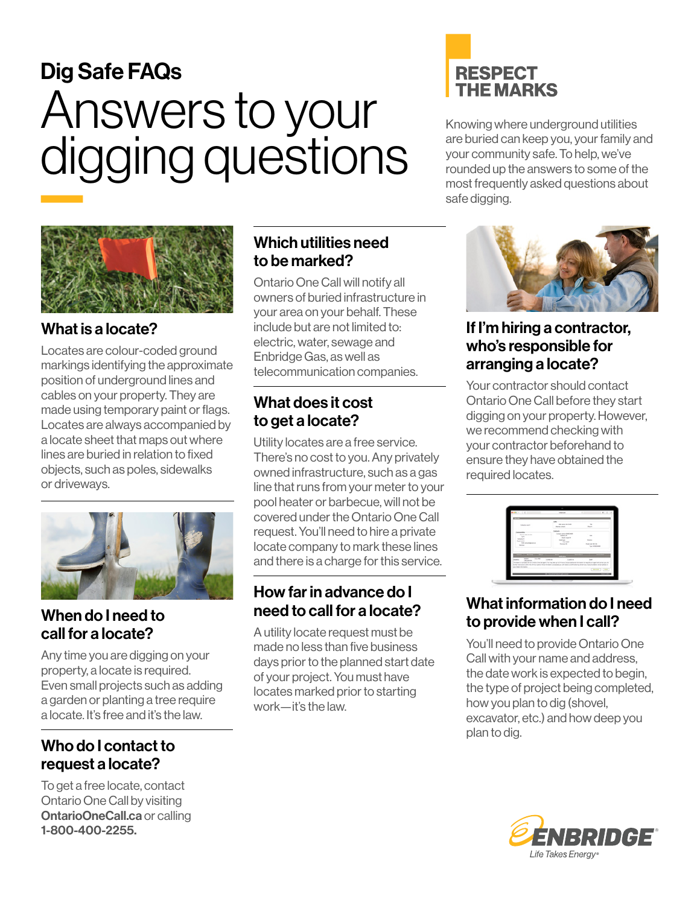# Dig Safe FAQs

# Answers to your digging questions

## RESPECT THE MARKS

Knowing where underground utilities are buried can keep you, your family and your community safe. To help, we've rounded up the answers to some of the most frequently asked questions about safe digging.

### What is a locate?

Locates are colour-coded ground markings identifying the approximate position of underground lines and cables on your property. They are made using temporary paint or flags. Locates are always accompanied by a locate sheet that maps out where lines are buried in relation to fixed objects, such as poles, sidewalks or driveways.

### When do I need to call for a locate?

Any time you are digging on your property, a locate is required. Even small projects such as adding a garden or planting a tree require a locate. It's free and it's the law.

### Who do I contact to request a locate?

To get a free locate, contact Ontario One Call by visiting **OntarioOneCall.ca** or calling **1-800-400-2255.**

### Which utilities need to be marked?

Ontario One Call will notify all owners of buried infrastructure in your area on your behalf. These include but are not limited to: electric, water, sewage and Enbridge Gas, as well as telecommunication companies.

### What does it cost to get a locate?

Utility locates are a free service. There's no cost to you. Any privately owned infrastructure, such as a gas line that runs from your meter to your pool heater or barbecue, will not be covered under the Ontario One Call request. You'll need to hire a private locate company to mark these lines and there is a charge for this service.

### How far in advance do I need to call for a locate?

A utility locate request must be made no less than five business days prior to the planned start date of your project. You must have locates marked prior to starting work—it's the law.

### If I'm hiring a contractor, who's responsible for arranging a locate?

Your contractor should contact Ontario One Call before they start digging on your property. However, we recommend checking with your contractor beforehand to ensure they have obtained the required locates.

### What information do I need to provide when I call?

You'll need to provide Ontario One Call with your name and address, the date work is expected to begin, the type of project being completed, how you plan to dig (shovel, excavator, etc.) and how deep you plan to dig.

ENBRIDGE
Life Takes Energy®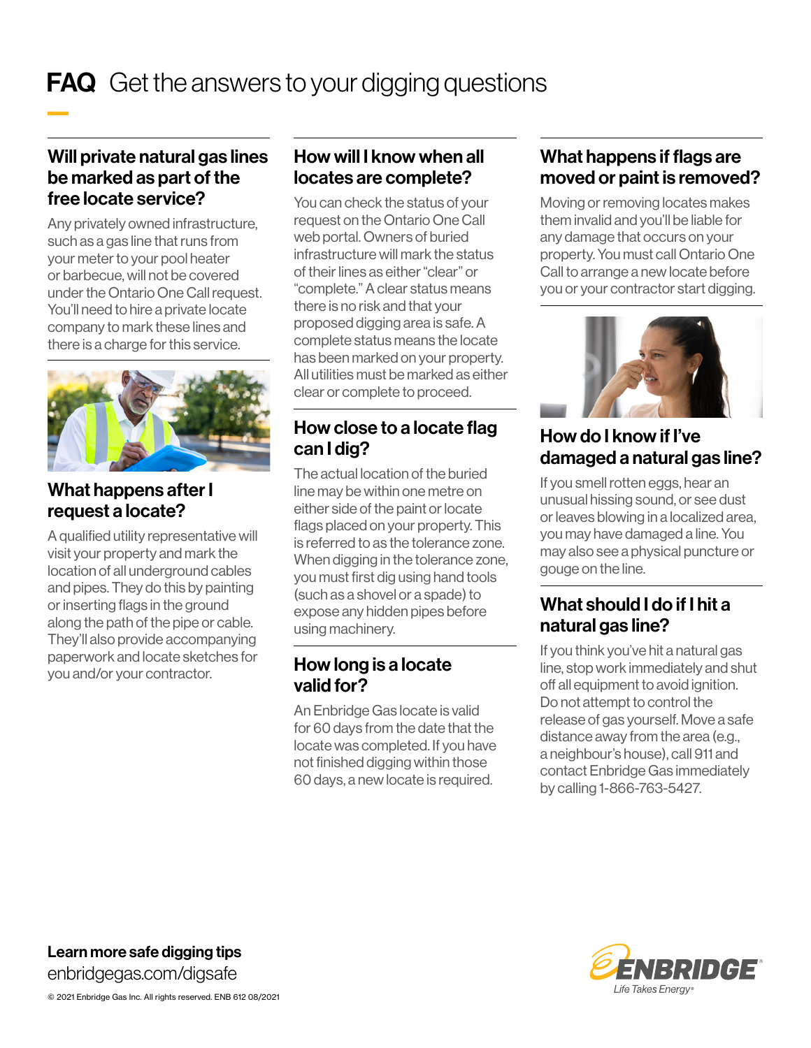# **FAQ** Get the answers to your digging questions

## Will private natural gas lines be marked as part of the free locate service?

Any privately owned infrastructure, such as a gas line that runs from your meter to your pool heater or barbecue, will not be covered under the Ontario One Call request. You'll need to hire a private locate company to mark these lines and there is a charge for this service.

## What happens after I request a locate?

A qualified utility representative will visit your property and mark the location of all underground cables and pipes. They do this by painting or inserting flags in the ground along the path of the pipe or cable. They'll also provide accompanying paperwork and locate sketches for you and/or your contractor.

## How will I know when all locates are complete?

You can check the status of your request on the Ontario One Call web portal. Owners of buried infrastructure will mark the status of their lines as either "clear" or "complete." A clear status means there is no risk and that your proposed digging area is safe. A complete status means the locate has been marked on your property. All utilities must be marked as either clear or complete to proceed.

## How close to a locate flag can I dig?

The actual location of the buried line may be within one metre on either side of the paint or locate flags placed on your property. This is referred to as the tolerance zone. When digging in the tolerance zone, you must first dig using hand tools (such as a shovel or a spade) to expose any hidden pipes before using machinery.

## How long is a locate valid for?

An Enbridge Gas locate is valid for 60 days from the date that the locate was completed. If you have not finished digging within those 60 days, a new locate is required.

## What happens if flags are moved or paint is removed?

Moving or removing locates makes them invalid and you'll be liable for any damage that occurs on your property. You must call Ontario One Call to arrange a new locate before you or your contractor start digging.

## How do I know if I've damaged a natural gas line?

If you smell rotten eggs, hear an unusual hissing sound, or see dust or leaves blowing in a localized area, you may have damaged a line. You may also see a physical puncture or gouge on the line.

## What should I do if I hit a natural gas line?

If you think you've hit a natural gas line, stop work immediately and shut off all equipment to avoid ignition. Do not attempt to control the release of gas yourself. Move a safe distance away from the area (e.g., a neighbour's house), call 911 and contact Enbridge Gas immediately by calling 1-866-763-5427.

**Learn more safe digging tips**
enbridgegas.com/digsafe

© 2021 Enbridge Gas Inc. All rights reserved. ENB 612 08/2021

ENBRIDGE
Life Takes Energy®